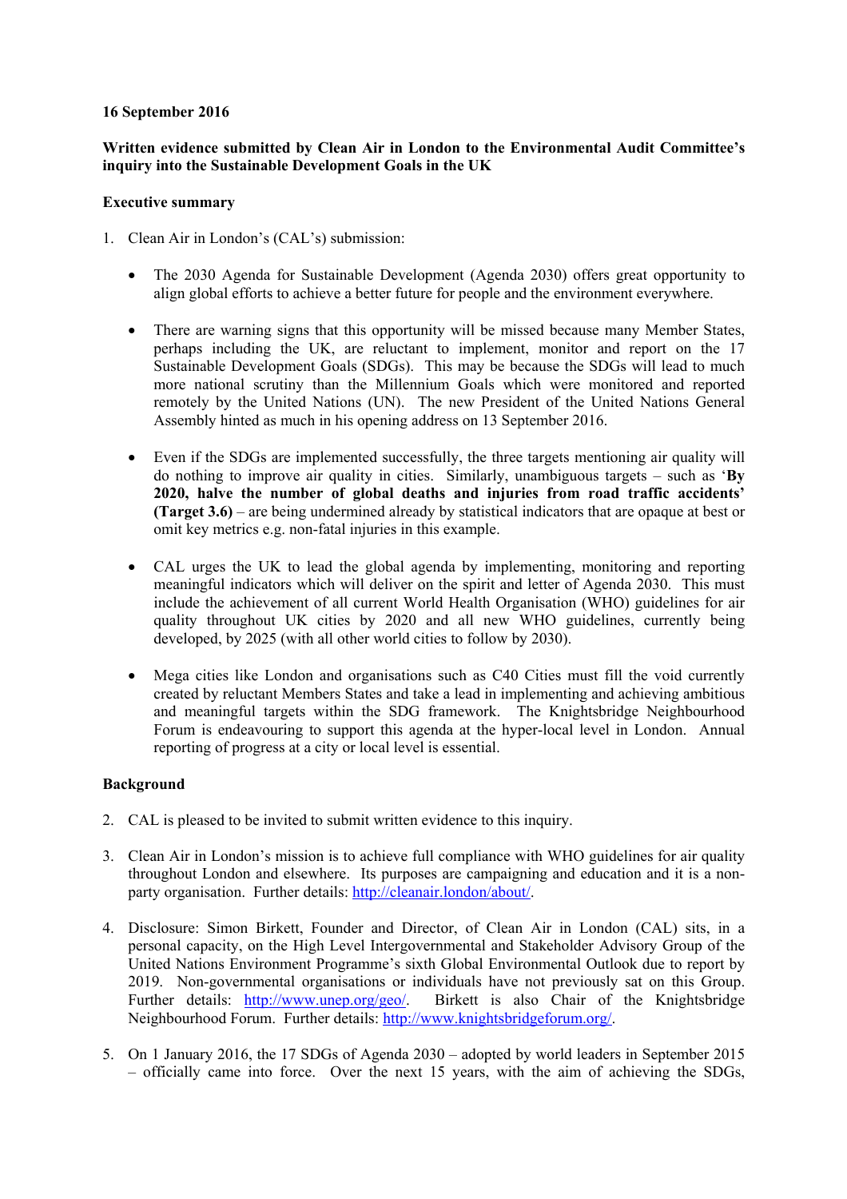**16 September 2016**

**Written evidence submitted by Clean Air in London to the Environmental Audit Committee's inquiry into the Sustainable Development Goals in the UK**

**Executive summary**

1. Clean Air in London's (CAL's) submission:

   - The 2030 Agenda for Sustainable Development (Agenda 2030) offers great opportunity to align global efforts to achieve a better future for people and the environment everywhere.

   - There are warning signs that this opportunity will be missed because many Member States, perhaps including the UK, are reluctant to implement, monitor and report on the 17 Sustainable Development Goals (SDGs). This may be because the SDGs will lead to much more national scrutiny than the Millennium Goals which were monitored and reported remotely by the United Nations (UN). The new President of the United Nations General Assembly hinted as much in his opening address on 13 September 2016.

   - Even if the SDGs are implemented successfully, the three targets mentioning air quality will do nothing to improve air quality in cities. Similarly, unambiguous targets – such as '**By 2020, halve the number of global deaths and injuries from road traffic accidents' (Target 3.6)** – are being undermined already by statistical indicators that are opaque at best or omit key metrics e.g. non-fatal injuries in this example.

   - CAL urges the UK to lead the global agenda by implementing, monitoring and reporting meaningful indicators which will deliver on the spirit and letter of Agenda 2030. This must include the achievement of all current World Health Organisation (WHO) guidelines for air quality throughout UK cities by 2020 and all new WHO guidelines, currently being developed, by 2025 (with all other world cities to follow by 2030).

   - Mega cities like London and organisations such as C40 Cities must fill the void currently created by reluctant Members States and take a lead in implementing and achieving ambitious and meaningful targets within the SDG framework. The Knightsbridge Neighbourhood Forum is endeavouring to support this agenda at the hyper-local level in London. Annual reporting of progress at a city or local level is essential.

**Background**

2. CAL is pleased to be invited to submit written evidence to this inquiry.

3. Clean Air in London's mission is to achieve full compliance with WHO guidelines for air quality throughout London and elsewhere. Its purposes are campaigning and education and it is a non-party organisation. Further details: http://cleanair.london/about/.

4. Disclosure: Simon Birkett, Founder and Director, of Clean Air in London (CAL) sits, in a personal capacity, on the High Level Intergovernmental and Stakeholder Advisory Group of the United Nations Environment Programme's sixth Global Environmental Outlook due to report by 2019. Non-governmental organisations or individuals have not previously sat on this Group. Further details: http://www.unep.org/geo/. Birkett is also Chair of the Knightsbridge Neighbourhood Forum. Further details: http://www.knightsbridgeforum.org/.

5. On 1 January 2016, the 17 SDGs of Agenda 2030 – adopted by world leaders in September 2015 – officially came into force. Over the next 15 years, with the aim of achieving the SDGs,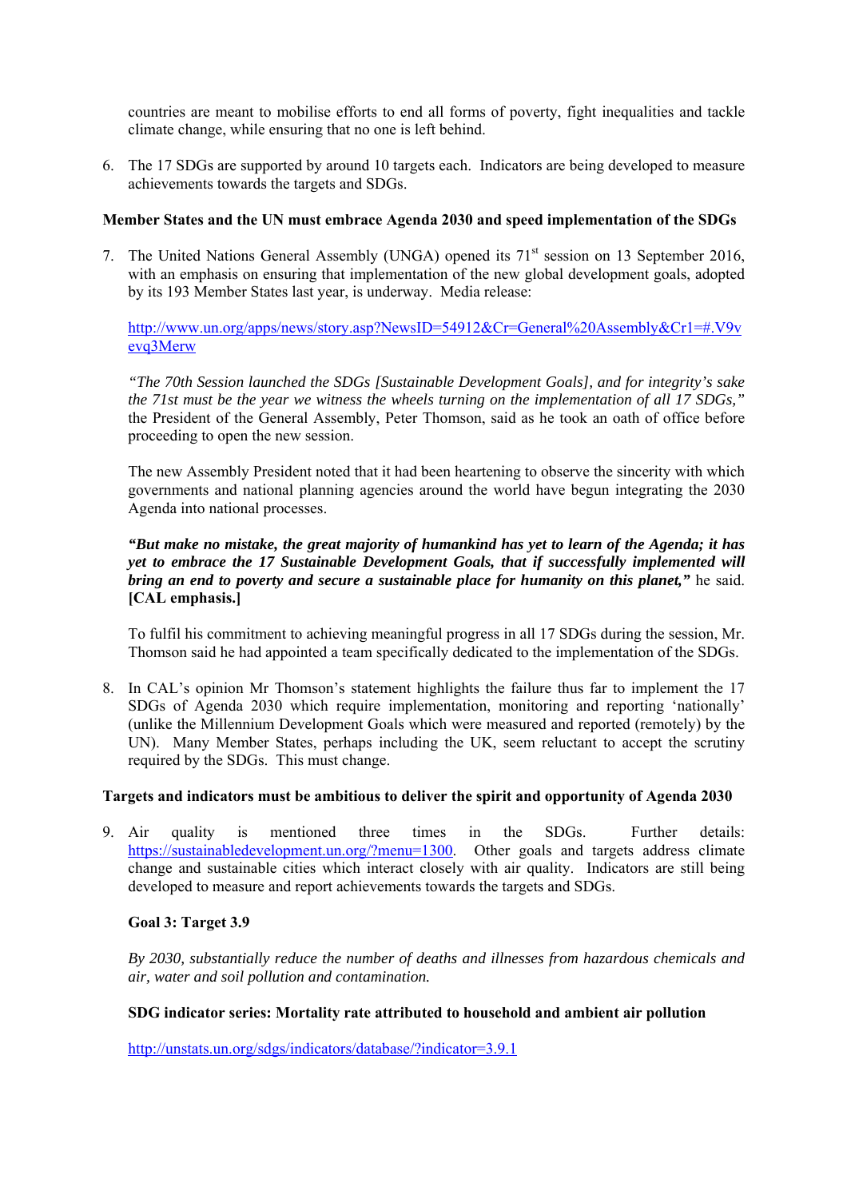countries are meant to mobilise efforts to end all forms of poverty, fight inequalities and tackle climate change, while ensuring that no one is left behind.

6. The 17 SDGs are supported by around 10 targets each. Indicators are being developed to measure achievements towards the targets and SDGs.

**Member States and the UN must embrace Agenda 2030 and speed implementation of the SDGs**

7. The United Nations General Assembly (UNGA) opened its 71st session on 13 September 2016, with an emphasis on ensuring that implementation of the new global development goals, adopted by its 193 Member States last year, is underway. Media release:

   http://www.un.org/apps/news/story.asp?NewsID=54912&Cr=General%20Assembly&Cr1=#.V9vevq3Merw

   *"The 70th Session launched the SDGs [Sustainable Development Goals], and for integrity's sake the 71st must be the year we witness the wheels turning on the implementation of all 17 SDGs,"* the President of the General Assembly, Peter Thomson, said as he took an oath of office before proceeding to open the new session.

   The new Assembly President noted that it had been heartening to observe the sincerity with which governments and national planning agencies around the world have begun integrating the 2030 Agenda into national processes.

   ***"But make no mistake, the great majority of humankind has yet to learn of the Agenda; it has yet to embrace the 17 Sustainable Development Goals, that if successfully implemented will bring an end to poverty and secure a sustainable place for humanity on this planet,"*** he said. **[CAL emphasis.]**

   To fulfil his commitment to achieving meaningful progress in all 17 SDGs during the session, Mr. Thomson said he had appointed a team specifically dedicated to the implementation of the SDGs.

8. In CAL's opinion Mr Thomson's statement highlights the failure thus far to implement the 17 SDGs of Agenda 2030 which require implementation, monitoring and reporting 'nationally' (unlike the Millennium Development Goals which were measured and reported (remotely) by the UN). Many Member States, perhaps including the UK, seem reluctant to accept the scrutiny required by the SDGs. This must change.

**Targets and indicators must be ambitious to deliver the spirit and opportunity of Agenda 2030**

9. Air quality is mentioned three times in the SDGs. Further details: https://sustainabledevelopment.un.org/?menu=1300. Other goals and targets address climate change and sustainable cities which interact closely with air quality. Indicators are still being developed to measure and report achievements towards the targets and SDGs.

   **Goal 3: Target 3.9**

   *By 2030, substantially reduce the number of deaths and illnesses from hazardous chemicals and air, water and soil pollution and contamination.*

   **SDG indicator series: Mortality rate attributed to household and ambient air pollution**

   http://unstats.un.org/sdgs/indicators/database/?indicator=3.9.1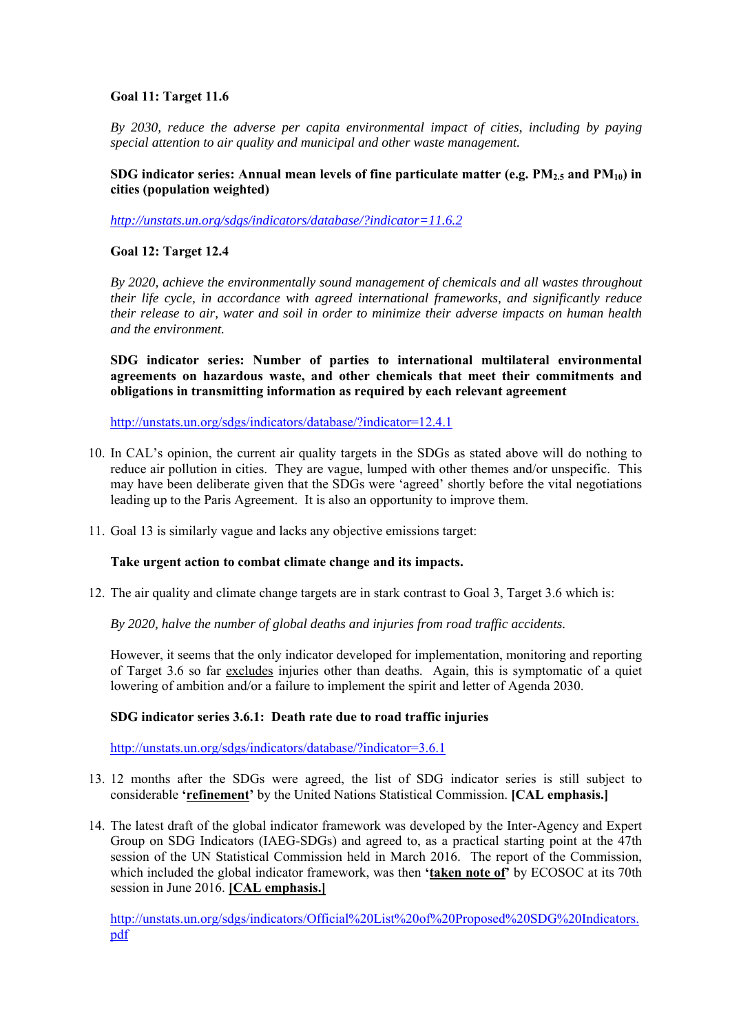**Goal 11: Target 11.6**

*By 2030, reduce the adverse per capita environmental impact of cities, including by paying special attention to air quality and municipal and other waste management.*

**SDG indicator series: Annual mean levels of fine particulate matter (e.g. $PM_{2.5}$ and $PM_{10}$) in cities (population weighted)**

*http://unstats.un.org/sdgs/indicators/database/?indicator=11.6.2*

**Goal 12: Target 12.4**

*By 2020, achieve the environmentally sound management of chemicals and all wastes throughout their life cycle, in accordance with agreed international frameworks, and significantly reduce their release to air, water and soil in order to minimize their adverse impacts on human health and the environment.*

**SDG indicator series: Number of parties to international multilateral environmental agreements on hazardous waste, and other chemicals that meet their commitments and obligations in transmitting information as required by each relevant agreement**

http://unstats.un.org/sdgs/indicators/database/?indicator=12.4.1

10. In CAL's opinion, the current air quality targets in the SDGs as stated above will do nothing to reduce air pollution in cities. They are vague, lumped with other themes and/or unspecific. This may have been deliberate given that the SDGs were 'agreed' shortly before the vital negotiations leading up to the Paris Agreement. It is also an opportunity to improve them.

11. Goal 13 is similarly vague and lacks any objective emissions target:

    **Take urgent action to combat climate change and its impacts.**

12. The air quality and climate change targets are in stark contrast to Goal 3, Target 3.6 which is:

    *By 2020, halve the number of global deaths and injuries from road traffic accidents.*

    However, it seems that the only indicator developed for implementation, monitoring and reporting of Target 3.6 so far <u>excludes</u> injuries other than deaths. Again, this is symptomatic of a quiet lowering of ambition and/or a failure to implement the spirit and letter of Agenda 2030.

    **SDG indicator series 3.6.1: Death rate due to road traffic injuries**

    http://unstats.un.org/sdgs/indicators/database/?indicator=3.6.1

13. 12 months after the SDGs were agreed, the list of SDG indicator series is still subject to considerable **'<u>refinement</u>'** by the United Nations Statistical Commission. **[CAL emphasis.]**

14. The latest draft of the global indicator framework was developed by the Inter-Agency and Expert Group on SDG Indicators (IAEG-SDGs) and agreed to, as a practical starting point at the 47th session of the UN Statistical Commission held in March 2016. The report of the Commission, which included the global indicator framework, was then **'<u>taken note of</u>'** by ECOSOC at its 70th session in June 2016. **<u>[CAL emphasis.]</u>**

    http://unstats.un.org/sdgs/indicators/Official%20List%20of%20Proposed%20SDG%20Indicators.pdf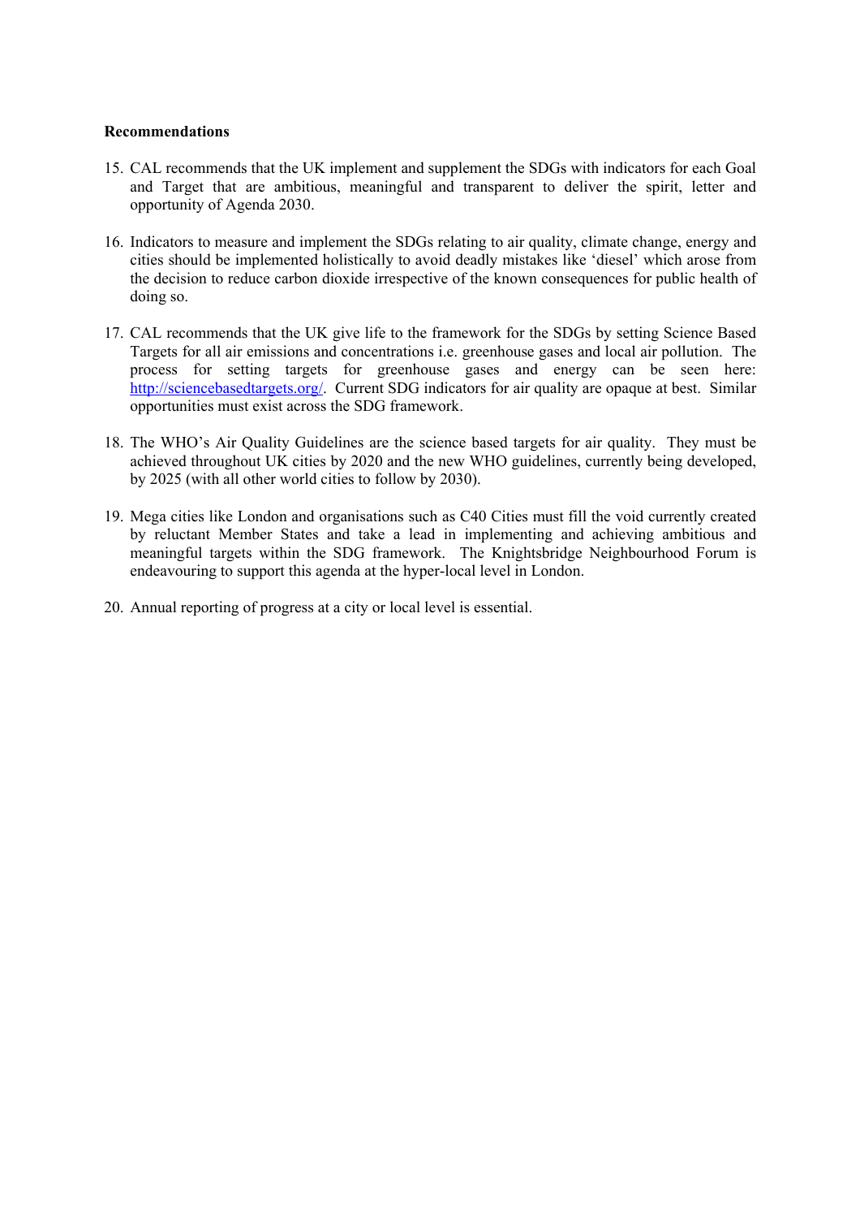**Recommendations**

15. CAL recommends that the UK implement and supplement the SDGs with indicators for each Goal and Target that are ambitious, meaningful and transparent to deliver the spirit, letter and opportunity of Agenda 2030.

16. Indicators to measure and implement the SDGs relating to air quality, climate change, energy and cities should be implemented holistically to avoid deadly mistakes like 'diesel' which arose from the decision to reduce carbon dioxide irrespective of the known consequences for public health of doing so.

17. CAL recommends that the UK give life to the framework for the SDGs by setting Science Based Targets for all air emissions and concentrations i.e. greenhouse gases and local air pollution. The process for setting targets for greenhouse gases and energy can be seen here: [http://sciencebasedtargets.org/](http://sciencebasedtargets.org/). Current SDG indicators for air quality are opaque at best. Similar opportunities must exist across the SDG framework.

18. The WHO's Air Quality Guidelines are the science based targets for air quality. They must be achieved throughout UK cities by 2020 and the new WHO guidelines, currently being developed, by 2025 (with all other world cities to follow by 2030).

19. Mega cities like London and organisations such as C40 Cities must fill the void currently created by reluctant Member States and take a lead in implementing and achieving ambitious and meaningful targets within the SDG framework. The Knightsbridge Neighbourhood Forum is endeavouring to support this agenda at the hyper-local level in London.

20. Annual reporting of progress at a city or local level is essential.